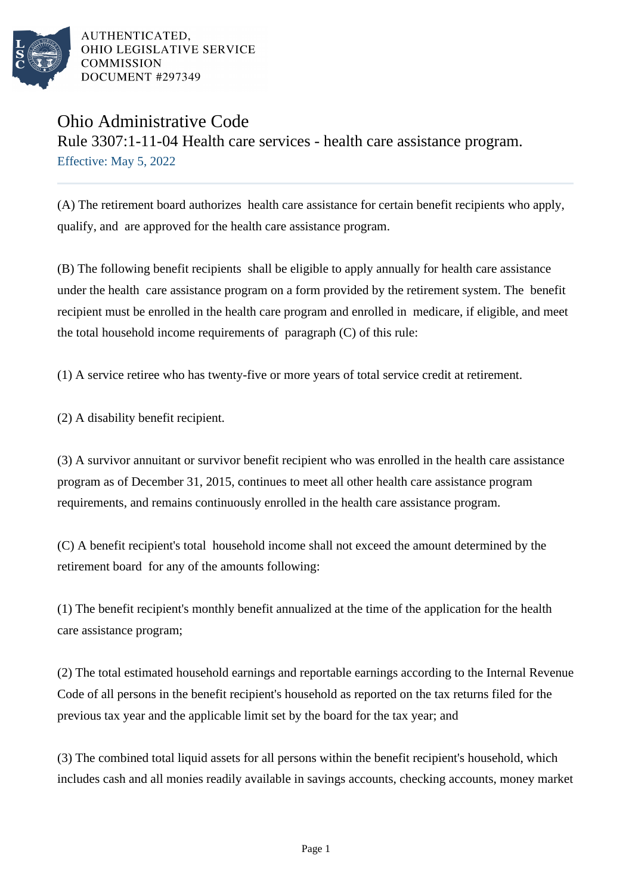AUTHENTICATED,
OHIO LEGISLATIVE SERVICE
COMMISSION
DOCUMENT #297349

# Ohio Administrative Code

## Rule 3307:1-11-04 Health care services - health care assistance program.

Effective: May 5, 2022

(A) The retirement board authorizes health care assistance for certain benefit recipients who apply, qualify, and are approved for the health care assistance program.

(B) The following benefit recipients shall be eligible to apply annually for health care assistance under the health care assistance program on a form provided by the retirement system. The benefit recipient must be enrolled in the health care program and enrolled in medicare, if eligible, and meet the total household income requirements of paragraph (C) of this rule:

(1) A service retiree who has twenty-five or more years of total service credit at retirement.

(2) A disability benefit recipient.

(3) A survivor annuitant or survivor benefit recipient who was enrolled in the health care assistance program as of December 31, 2015, continues to meet all other health care assistance program requirements, and remains continuously enrolled in the health care assistance program.

(C) A benefit recipient's total household income shall not exceed the amount determined by the retirement board for any of the amounts following:

(1) The benefit recipient's monthly benefit annualized at the time of the application for the health care assistance program;

(2) The total estimated household earnings and reportable earnings according to the Internal Revenue Code of all persons in the benefit recipient's household as reported on the tax returns filed for the previous tax year and the applicable limit set by the board for the tax year; and

(3) The combined total liquid assets for all persons within the benefit recipient's household, which includes cash and all monies readily available in savings accounts, checking accounts, money market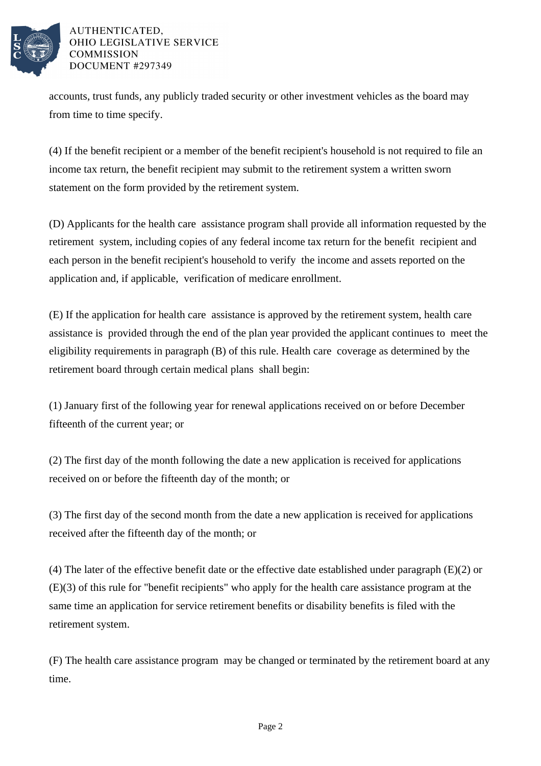accounts, trust funds, any publicly traded security or other investment vehicles as the board may from time to time specify.

(4) If the benefit recipient or a member of the benefit recipient's household is not required to file an income tax return, the benefit recipient may submit to the retirement system a written sworn statement on the form provided by the retirement system.

(D) Applicants for the health care assistance program shall provide all information requested by the retirement system, including copies of any federal income tax return for the benefit recipient and each person in the benefit recipient's household to verify the income and assets reported on the application and, if applicable, verification of medicare enrollment.

(E) If the application for health care assistance is approved by the retirement system, health care assistance is provided through the end of the plan year provided the applicant continues to meet the eligibility requirements in paragraph (B) of this rule. Health care coverage as determined by the retirement board through certain medical plans shall begin:

(1) January first of the following year for renewal applications received on or before December fifteenth of the current year; or

(2) The first day of the month following the date a new application is received for applications received on or before the fifteenth day of the month; or

(3) The first day of the second month from the date a new application is received for applications received after the fifteenth day of the month; or

(4) The later of the effective benefit date or the effective date established under paragraph (E)(2) or (E)(3) of this rule for "benefit recipients" who apply for the health care assistance program at the same time an application for service retirement benefits or disability benefits is filed with the retirement system.

(F) The health care assistance program may be changed or terminated by the retirement board at any time.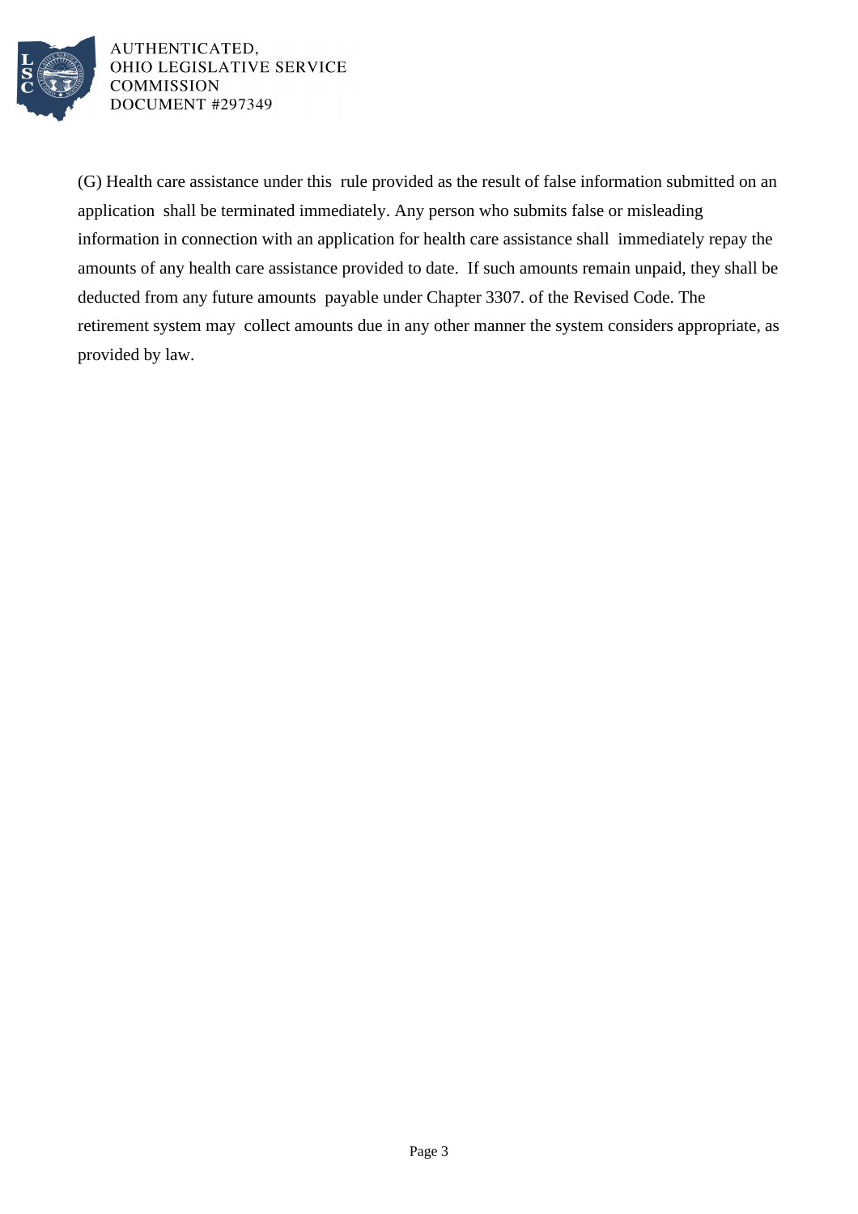(G) Health care assistance under this rule provided as the result of false information submitted on an application shall be terminated immediately. Any person who submits false or misleading information in connection with an application for health care assistance shall immediately repay the amounts of any health care assistance provided to date. If such amounts remain unpaid, they shall be deducted from any future amounts payable under Chapter 3307. of the Revised Code. The retirement system may collect amounts due in any other manner the system considers appropriate, as provided by law.